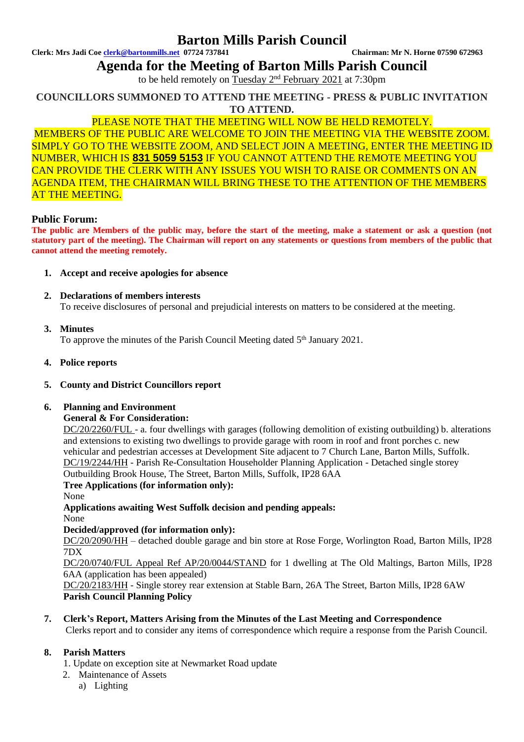# Barton Mills Parish Council

**Clerk: Mrs Jadi Coe clerk@bartonmills.net 07724 737841** **Chairman: Mr N. Horne 07590 672963**

## Agenda for the Meeting of Barton Mills Parish Council

to be held remotely on Tuesday 2nd February 2021 at 7:30pm

**COUNCILLORS SUMMONED TO ATTEND THE MEETING - PRESS & PUBLIC INVITATION TO ATTEND.**

PLEASE NOTE THAT THE MEETING WILL NOW BE HELD REMOTELY.
MEMBERS OF THE PUBLIC ARE WELCOME TO JOIN THE MEETING VIA THE WEBSITE ZOOM. SIMPLY GO TO THE WEBSITE ZOOM, AND SELECT JOIN A MEETING, ENTER THE MEETING ID NUMBER, WHICH IS **831 5059 5153** IF YOU CANNOT ATTEND THE REMOTE MEETING YOU CAN PROVIDE THE CLERK WITH ANY ISSUES YOU WISH TO RAISE OR COMMENTS ON AN AGENDA ITEM, THE CHAIRMAN WILL BRING THESE TO THE ATTENTION OF THE MEMBERS AT THE MEETING.

### Public Forum:

**The public are Members of the public may, before the start of the meeting, make a statement or ask a question (not statutory part of the meeting). The Chairman will report on any statements or questions from members of the public that cannot attend the meeting remotely.**

1. **Accept and receive apologies for absence**

2. **Declarations of members interests**
   To receive disclosures of personal and prejudicial interests on matters to be considered at the meeting.

3. **Minutes**
   To approve the minutes of the Parish Council Meeting dated 5th January 2021.

4. **Police reports**

5. **County and District Councillors report**

6. **Planning and Environment**
   **General & For Consideration:**
   DC/20/2260/FUL - a. four dwellings with garages (following demolition of existing outbuilding) b. alterations and extensions to existing two dwellings to provide garage with room in roof and front porches c. new vehicular and pedestrian accesses at Development Site adjacent to 7 Church Lane, Barton Mills, Suffolk.
   DC/19/2244/HH - Parish Re-Consultation Householder Planning Application - Detached single storey Outbuilding Brook House, The Street, Barton Mills, Suffolk, IP28 6AA
   **Tree Applications (for information only):**
   None
   **Applications awaiting West Suffolk decision and pending appeals:**
   None
   **Decided/approved (for information only):**
   DC/20/2090/HH – detached double garage and bin store at Rose Forge, Worlington Road, Barton Mills, IP28 7DX
   DC/20/0740/FUL Appeal Ref AP/20/0044/STAND for 1 dwelling at The Old Maltings, Barton Mills, IP28 6AA (application has been appealed)
   DC/20/2183/HH - Single storey rear extension at Stable Barn, 26A The Street, Barton Mills, IP28 6AW
   **Parish Council Planning Policy**

7. **Clerk's Report, Matters Arising from the Minutes of the Last Meeting and Correspondence**
   Clerks report and to consider any items of correspondence which require a response from the Parish Council.

8. **Parish Matters**
   1. Update on exception site at Newmarket Road update
   2. Maintenance of Assets
      a) Lighting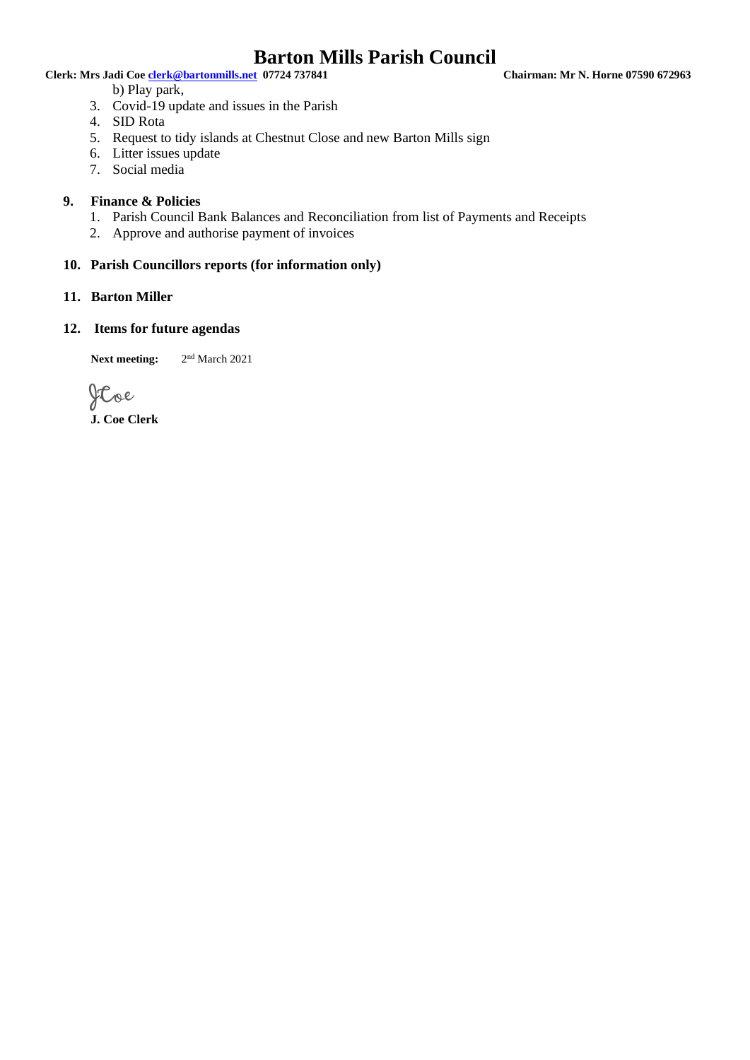b) Play park,

3. Covid-19 update and issues in the Parish
4. SID Rota
5. Request to tidy islands at Chestnut Close and new Barton Mills sign
6. Litter issues update
7. Social media

**9. Finance & Policies**

1. Parish Council Bank Balances and Reconciliation from list of Payments and Receipts
2. Approve and authorise payment of invoices

**10. Parish Councillors reports (for information only)**

**11. Barton Miller**

**12. Items for future agendas**

**Next meeting:** 2nd March 2021

JCoe

**J. Coe Clerk**